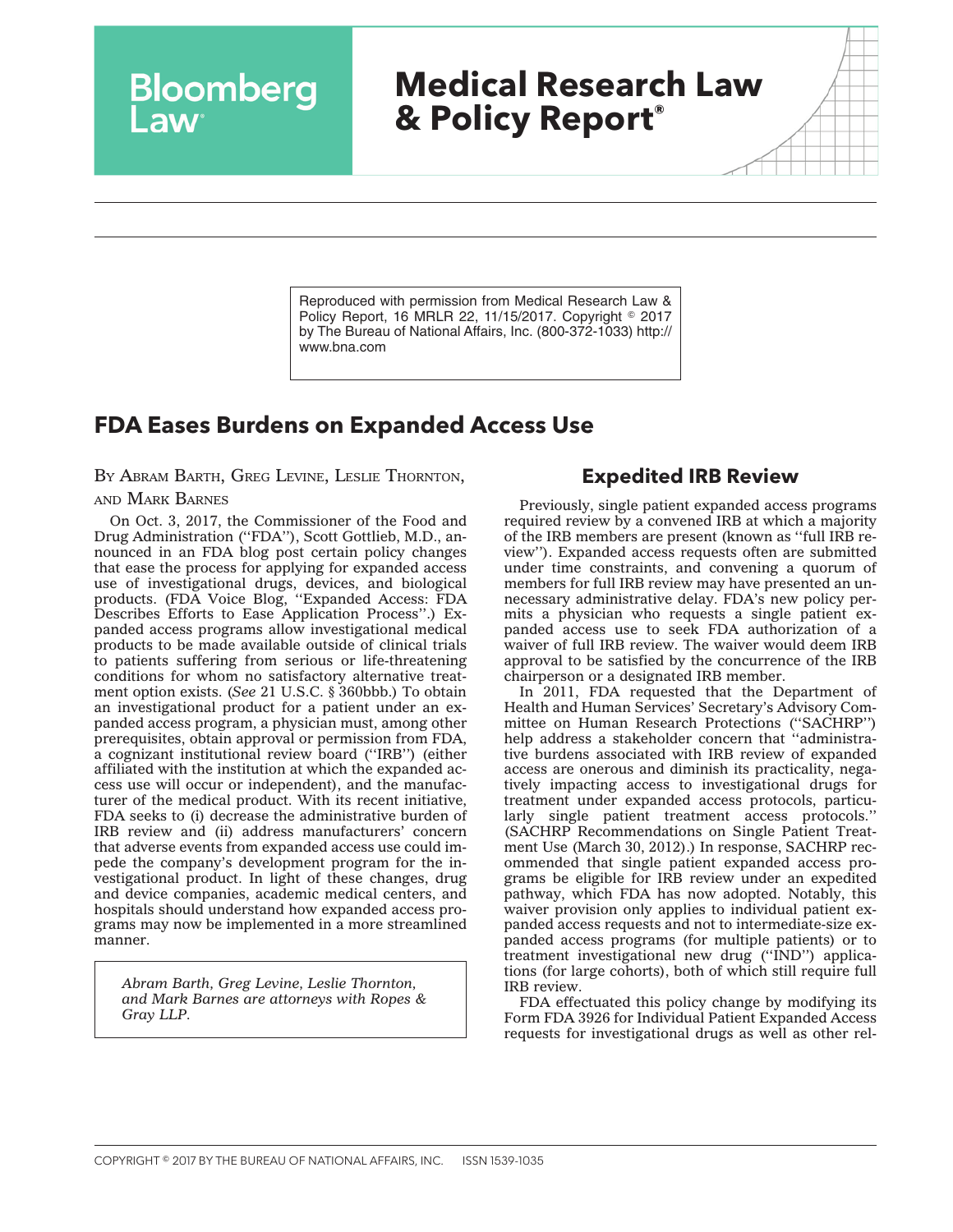Bloomberg Law

# Medical Research Law & Policy Report®

Reproduced with permission from Medical Research Law & Policy Report, 16 MRLR 22, 11/15/2017. Copyright © 2017 by The Bureau of National Affairs, Inc. (800-372-1033) http://www.bna.com

## FDA Eases Burdens on Expanded Access Use

BY ABRAM BARTH, GREG LEVINE, LESLIE THORNTON, AND MARK BARNES

On Oct. 3, 2017, the Commissioner of the Food and Drug Administration (''FDA''), Scott Gottlieb, M.D., announced in an FDA blog post certain policy changes that ease the process for applying for expanded access use of investigational drugs, devices, and biological products. (FDA Voice Blog, ''Expanded Access: FDA Describes Efforts to Ease Application Process''.) Expanded access programs allow investigational medical products to be made available outside of clinical trials to patients suffering from serious or life-threatening conditions for whom no satisfactory alternative treatment option exists. (*See* 21 U.S.C. § 360bbb.) To obtain an investigational product for a patient under an expanded access program, a physician must, among other prerequisites, obtain approval or permission from FDA, a cognizant institutional review board (''IRB'') (either affiliated with the institution at which the expanded access use will occur or independent), and the manufacturer of the medical product. With its recent initiative, FDA seeks to (i) decrease the administrative burden of IRB review and (ii) address manufacturers' concern that adverse events from expanded access use could impede the company's development program for the investigational product. In light of these changes, drug and device companies, academic medical centers, and hospitals should understand how expanded access programs may now be implemented in a more streamlined manner.

*Abram Barth, Greg Levine, Leslie Thornton, and Mark Barnes are attorneys with Ropes & Gray LLP.*

### Expedited IRB Review

Previously, single patient expanded access programs required review by a convened IRB at which a majority of the IRB members are present (known as ''full IRB review''). Expanded access requests often are submitted under time constraints, and convening a quorum of members for full IRB review may have presented an unnecessary administrative delay. FDA's new policy permits a physician who requests a single patient expanded access use to seek FDA authorization of a waiver of full IRB review. The waiver would deem IRB approval to be satisfied by the concurrence of the IRB chairperson or a designated IRB member.

In 2011, FDA requested that the Department of Health and Human Services' Secretary's Advisory Committee on Human Research Protections (''SACHRP'') help address a stakeholder concern that ''administrative burdens associated with IRB review of expanded access are onerous and diminish its practicality, negatively impacting access to investigational drugs for treatment under expanded access protocols, particularly single patient treatment access protocols.'' (SACHRP Recommendations on Single Patient Treatment Use (March 30, 2012).) In response, SACHRP recommended that single patient expanded access programs be eligible for IRB review under an expedited pathway, which FDA has now adopted. Notably, this waiver provision only applies to individual patient expanded access requests and not to intermediate-size expanded access programs (for multiple patients) or to treatment investigational new drug (''IND'') applications (for large cohorts), both of which still require full IRB review.

FDA effectuated this policy change by modifying its Form FDA 3926 for Individual Patient Expanded Access requests for investigational drugs as well as other rel-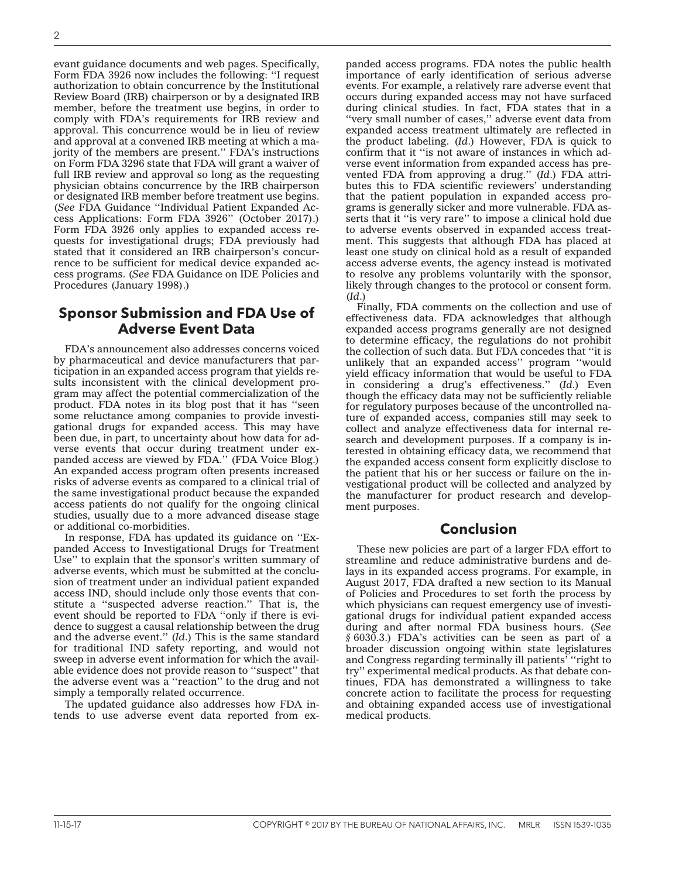evant guidance documents and web pages. Specifically, Form FDA 3926 now includes the following: ''I request authorization to obtain concurrence by the Institutional Review Board (IRB) chairperson or by a designated IRB member, before the treatment use begins, in order to comply with FDA's requirements for IRB review and approval. This concurrence would be in lieu of review and approval at a convened IRB meeting at which a majority of the members are present.'' FDA's instructions on Form FDA 3296 state that FDA will grant a waiver of full IRB review and approval so long as the requesting physician obtains concurrence by the IRB chairperson or designated IRB member before treatment use begins. (*See* FDA Guidance ''Individual Patient Expanded Access Applications: Form FDA 3926'' (October 2017).) Form FDA 3926 only applies to expanded access requests for investigational drugs; FDA previously had stated that it considered an IRB chairperson's concurrence to be sufficient for medical device expanded access programs. (*See* FDA Guidance on IDE Policies and Procedures (January 1998).)

## Sponsor Submission and FDA Use of Adverse Event Data

FDA's announcement also addresses concerns voiced by pharmaceutical and device manufacturers that participation in an expanded access program that yields results inconsistent with the clinical development program may affect the potential commercialization of the product. FDA notes in its blog post that it has ''seen some reluctance among companies to provide investigational drugs for expanded access. This may have been due, in part, to uncertainty about how data for adverse events that occur during treatment under expanded access are viewed by FDA.'' (FDA Voice Blog.) An expanded access program often presents increased risks of adverse events as compared to a clinical trial of the same investigational product because the expanded access patients do not qualify for the ongoing clinical studies, usually due to a more advanced disease stage or additional co-morbidities.

In response, FDA has updated its guidance on ''Expanded Access to Investigational Drugs for Treatment Use'' to explain that the sponsor's written summary of adverse events, which must be submitted at the conclusion of treatment under an individual patient expanded access IND, should include only those events that constitute a ''suspected adverse reaction.'' That is, the event should be reported to FDA ''only if there is evidence to suggest a causal relationship between the drug and the adverse event.'' (*Id*.) This is the same standard for traditional IND safety reporting, and would not sweep in adverse event information for which the available evidence does not provide reason to ''suspect'' that the adverse event was a ''reaction'' to the drug and not simply a temporally related occurrence.

The updated guidance also addresses how FDA intends to use adverse event data reported from expanded access programs. FDA notes the public health importance of early identification of serious adverse events. For example, a relatively rare adverse event that occurs during expanded access may not have surfaced during clinical studies. In fact, FDA states that in a ''very small number of cases,'' adverse event data from expanded access treatment ultimately are reflected in the product labeling. (*Id*.) However, FDA is quick to confirm that it ''is not aware of instances in which adverse event information from expanded access has prevented FDA from approving a drug.'' (*Id*.) FDA attributes this to FDA scientific reviewers' understanding that the patient population in expanded access programs is generally sicker and more vulnerable. FDA asserts that it ''is very rare'' to impose a clinical hold due to adverse events observed in expanded access treatment. This suggests that although FDA has placed at least one study on clinical hold as a result of expanded access adverse events, the agency instead is motivated to resolve any problems voluntarily with the sponsor, likely through changes to the protocol or consent form. (*Id*.)

Finally, FDA comments on the collection and use of effectiveness data. FDA acknowledges that although expanded access programs generally are not designed to determine efficacy, the regulations do not prohibit the collection of such data. But FDA concedes that ''it is unlikely that an expanded access'' program ''would yield efficacy information that would be useful to FDA in considering a drug's effectiveness.'' (*Id*.) Even though the efficacy data may not be sufficiently reliable for regulatory purposes because of the uncontrolled nature of expanded access, companies still may seek to collect and analyze effectiveness data for internal research and development purposes. If a company is interested in obtaining efficacy data, we recommend that the expanded access consent form explicitly disclose to the patient that his or her success or failure on the investigational product will be collected and analyzed by the manufacturer for product research and development purposes.

## Conclusion

These new policies are part of a larger FDA effort to streamline and reduce administrative burdens and delays in its expanded access programs. For example, in August 2017, FDA drafted a new section to its Manual of Policies and Procedures to set forth the process by which physicians can request emergency use of investigational drugs for individual patient expanded access during and after normal FDA business hours. (*See* § 6030.3.) FDA's activities can be seen as part of a broader discussion ongoing within state legislatures and Congress regarding terminally ill patients' ''right to try'' experimental medical products. As that debate continues, FDA has demonstrated a willingness to take concrete action to facilitate the process for requesting and obtaining expanded access use of investigational medical products.